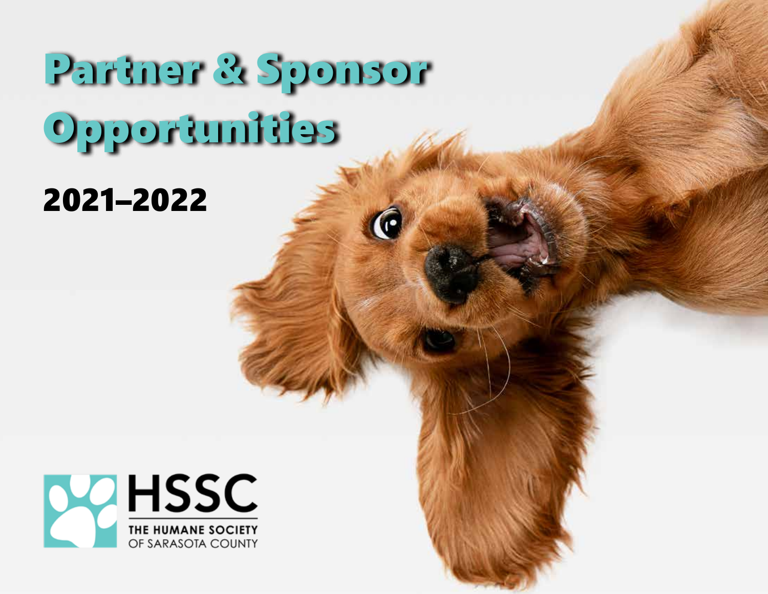# Partner & Sponsor Opportunities

## 2021–2022

HSSC

THE HUMANE SOCIETY OF SARASOTA COUNTY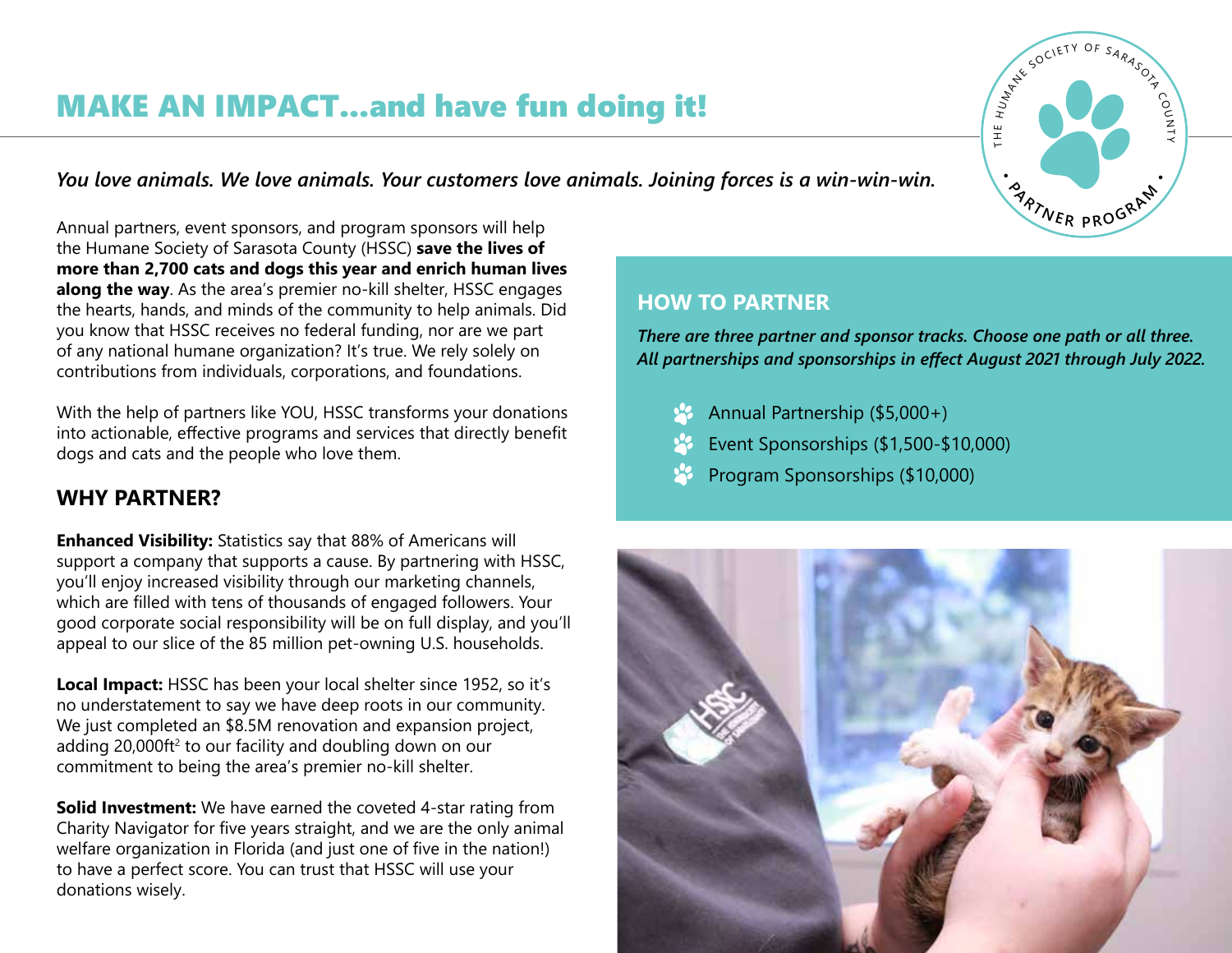# MAKE AN IMPACT...and have fun doing it!

*You love animals. We love animals. Your customers love animals. Joining forces is a win-win-win.*

Annual partners, event sponsors, and program sponsors will help the Humane Society of Sarasota County (HSSC) **save the lives of more than 2,700 cats and dogs this year and enrich human lives along the way**. As the area's premier no-kill shelter, HSSC engages the hearts, hands, and minds of the community to help animals. Did you know that HSSC receives no federal funding, nor are we part of any national humane organization? It's true. We rely solely on contributions from individuals, corporations, and foundations.

With the help of partners like YOU, HSSC transforms your donations into actionable, effective programs and services that directly benefit dogs and cats and the people who love them.

## WHY PARTNER?

**Enhanced Visibility:** Statistics say that 88% of Americans will support a company that supports a cause. By partnering with HSSC, you'll enjoy increased visibility through our marketing channels, which are filled with tens of thousands of engaged followers. Your good corporate social responsibility will be on full display, and you'll appeal to our slice of the 85 million pet-owning U.S. households.

**Local Impact:** HSSC has been your local shelter since 1952, so it's no understatement to say we have deep roots in our community. We just completed an $8.5M renovation and expansion project, adding 20,000ft$^2$ to our facility and doubling down on our commitment to being the area's premier no-kill shelter.

**Solid Investment:** We have earned the coveted 4-star rating from Charity Navigator for five years straight, and we are the only animal welfare organization in Florida (and just one of five in the nation!) to have a perfect score. You can trust that HSSC will use your donations wisely.

## HOW TO PARTNER

***There are three partner and sponsor tracks. Choose one path or all three. All partnerships and sponsorships in effect August 2021 through July 2022.***

- Annual Partnership ($5,000+)
- Event Sponsorships ($1,500-$10,000)
- Program Sponsorships ($10,000)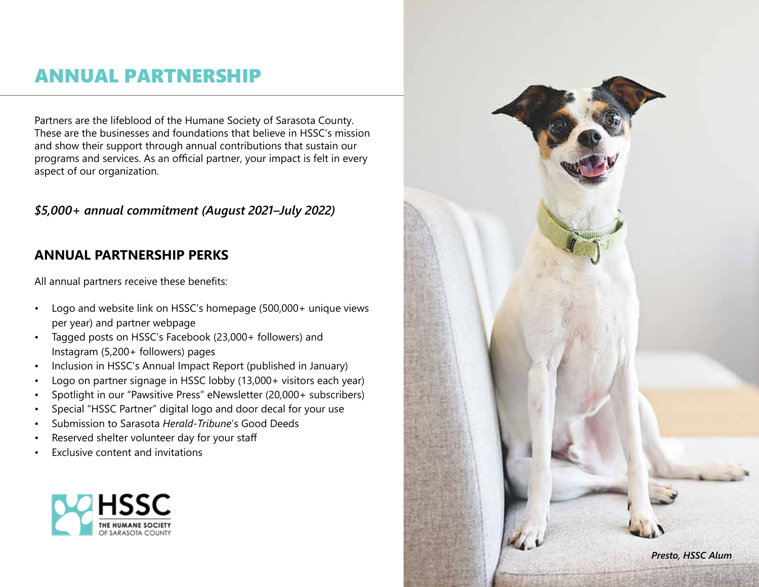# ANNUAL PARTNERSHIP

Partners are the lifeblood of the Humane Society of Sarasota County. These are the businesses and foundations that believe in HSSC's mission and show their support through annual contributions that sustain our programs and services. As an official partner, your impact is felt in every aspect of our organization.

***$5,000+ annual commitment (August 2021–July 2022)***

## ANNUAL PARTNERSHIP PERKS

All annual partners receive these benefits:

- Logo and website link on HSSC's homepage (500,000+ unique views per year) and partner webpage
- Tagged posts on HSSC's Facebook (23,000+ followers) and Instagram (5,200+ followers) pages
- Inclusion in HSSC's Annual Impact Report (published in January)
- Logo on partner signage in HSSC lobby (13,000+ visitors each year)
- Spotlight in our "Pawsitive Press" eNewsletter (20,000+ subscribers)
- Special "HSSC Partner" digital logo and door decal for your use
- Submission to Sarasota *Herald-Tribune*'s Good Deeds
- Reserved shelter volunteer day for your staff
- Exclusive content and invitations

HSSC
THE HUMANE SOCIETY OF SARASOTA COUNTY

***Presto, HSSC Alum***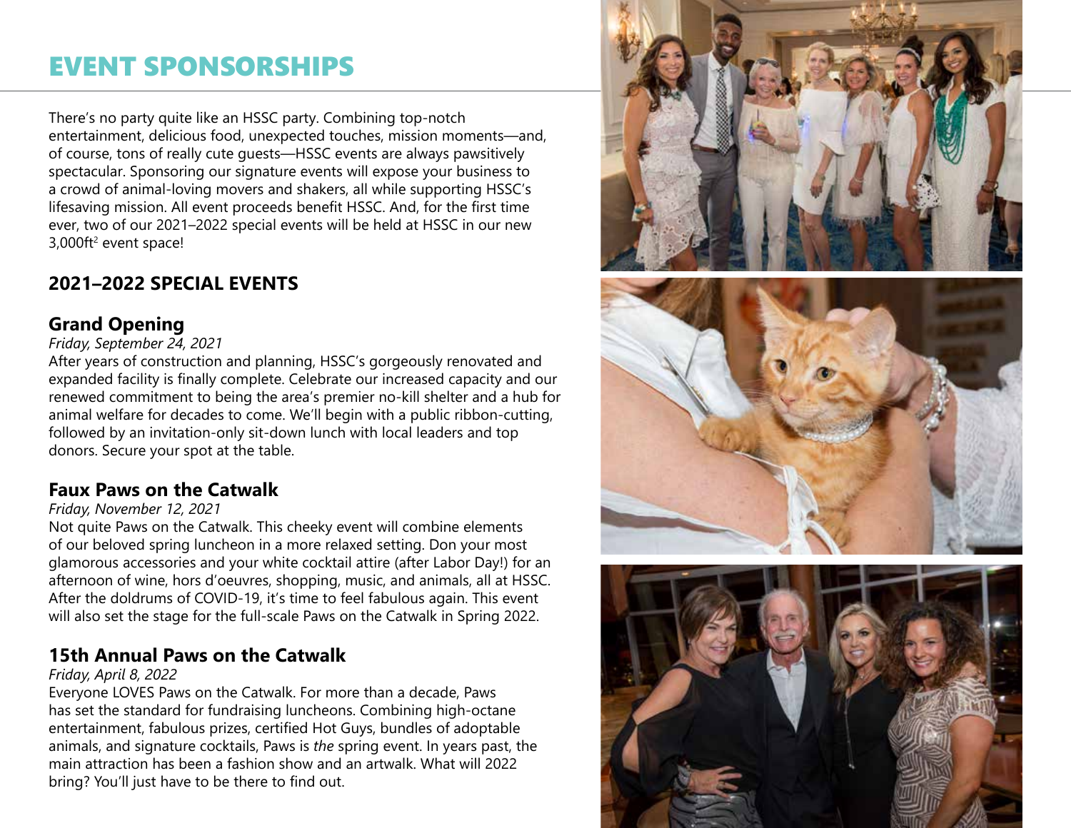# EVENT SPONSORSHIPS

There's no party quite like an HSSC party. Combining top-notch entertainment, delicious food, unexpected touches, mission moments—and, of course, tons of really cute guests—HSSC events are always pawsitively spectacular. Sponsoring our signature events will expose your business to a crowd of animal-loving movers and shakers, all while supporting HSSC's lifesaving mission. All event proceeds benefit HSSC. And, for the first time ever, two of our 2021–2022 special events will be held at HSSC in our new 3,000ft$^2$ event space!

## 2021–2022 SPECIAL EVENTS

### Grand Opening

*Friday, September 24, 2021*

After years of construction and planning, HSSC's gorgeously renovated and expanded facility is finally complete. Celebrate our increased capacity and our renewed commitment to being the area's premier no-kill shelter and a hub for animal welfare for decades to come. We'll begin with a public ribbon-cutting, followed by an invitation-only sit-down lunch with local leaders and top donors. Secure your spot at the table.

### Faux Paws on the Catwalk

*Friday, November 12, 2021*

Not quite Paws on the Catwalk. This cheeky event will combine elements of our beloved spring luncheon in a more relaxed setting. Don your most glamorous accessories and your white cocktail attire (after Labor Day!) for an afternoon of wine, hors d'oeuvres, shopping, music, and animals, all at HSSC. After the doldrums of COVID-19, it's time to feel fabulous again. This event will also set the stage for the full-scale Paws on the Catwalk in Spring 2022.

### 15th Annual Paws on the Catwalk

*Friday, April 8, 2022*

Everyone LOVES Paws on the Catwalk. For more than a decade, Paws has set the standard for fundraising luncheons. Combining high-octane entertainment, fabulous prizes, certified Hot Guys, bundles of adoptable animals, and signature cocktails, Paws is *the* spring event. In years past, the main attraction has been a fashion show and an artwalk. What will 2022 bring? You'll just have to be there to find out.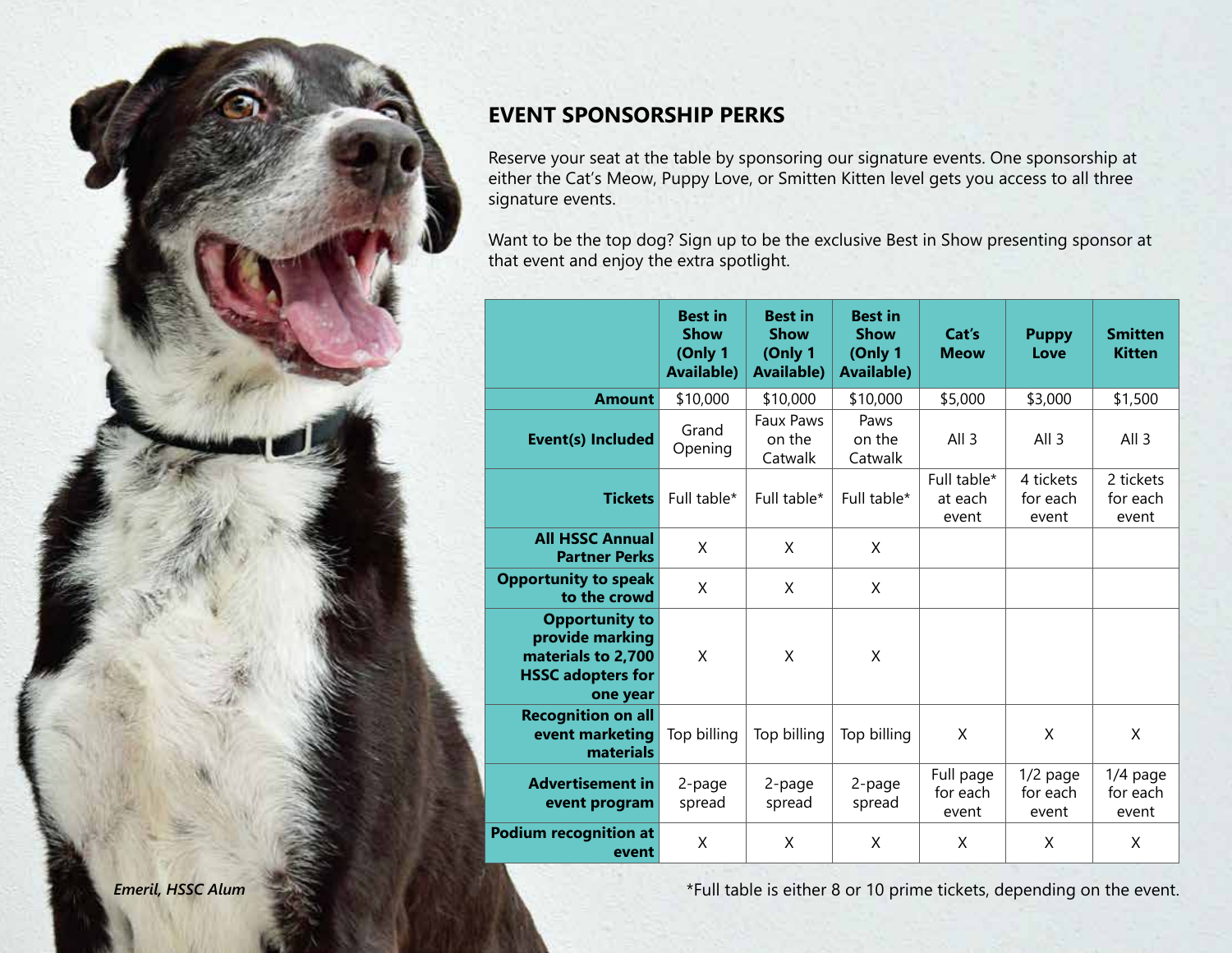## EVENT SPONSORSHIP PERKS

Reserve your seat at the table by sponsoring our signature events. One sponsorship at either the Cat's Meow, Puppy Love, or Smitten Kitten level gets you access to all three signature events.

Want to be the top dog? Sign up to be the exclusive Best in Show presenting sponsor at that event and enjoy the extra spotlight.

| | Best in Show (Only 1 Available) | Best in Show (Only 1 Available) | Best in Show (Only 1 Available) | Cat's Meow | Puppy Love | Smitten Kitten |
|---|---|---|---|---|---|---|
| **Amount** | $10,000 | $10,000 | $10,000 | $5,000 | $3,000 | $1,500 |
| **Event(s) Included** | Grand Opening | Faux Paws on the Catwalk | Paws on the Catwalk | All 3 | All 3 | All 3 |
| **Tickets** | Full table* | Full table* | Full table* | Full table* at each event | 4 tickets for each event | 2 tickets for each event |
| **All HSSC Annual Partner Perks** | X | X | X | | | |
| **Opportunity to speak to the crowd** | X | X | X | | | |
| **Opportunity to provide marking materials to 2,700 HSSC adopters for one year** | X | X | X | | | |
| **Recognition on all event marketing materials** | Top billing | Top billing | Top billing | X | X | X |
| **Advertisement in event program** | 2-page spread | 2-page spread | 2-page spread | Full page for each event | 1/2 page for each event | 1/4 page for each event |
| **Podium recognition at event** | X | X | X | X | X | X |

*Full table is either 8 or 10 prime tickets, depending on the event.

*Emeril, HSSC Alum*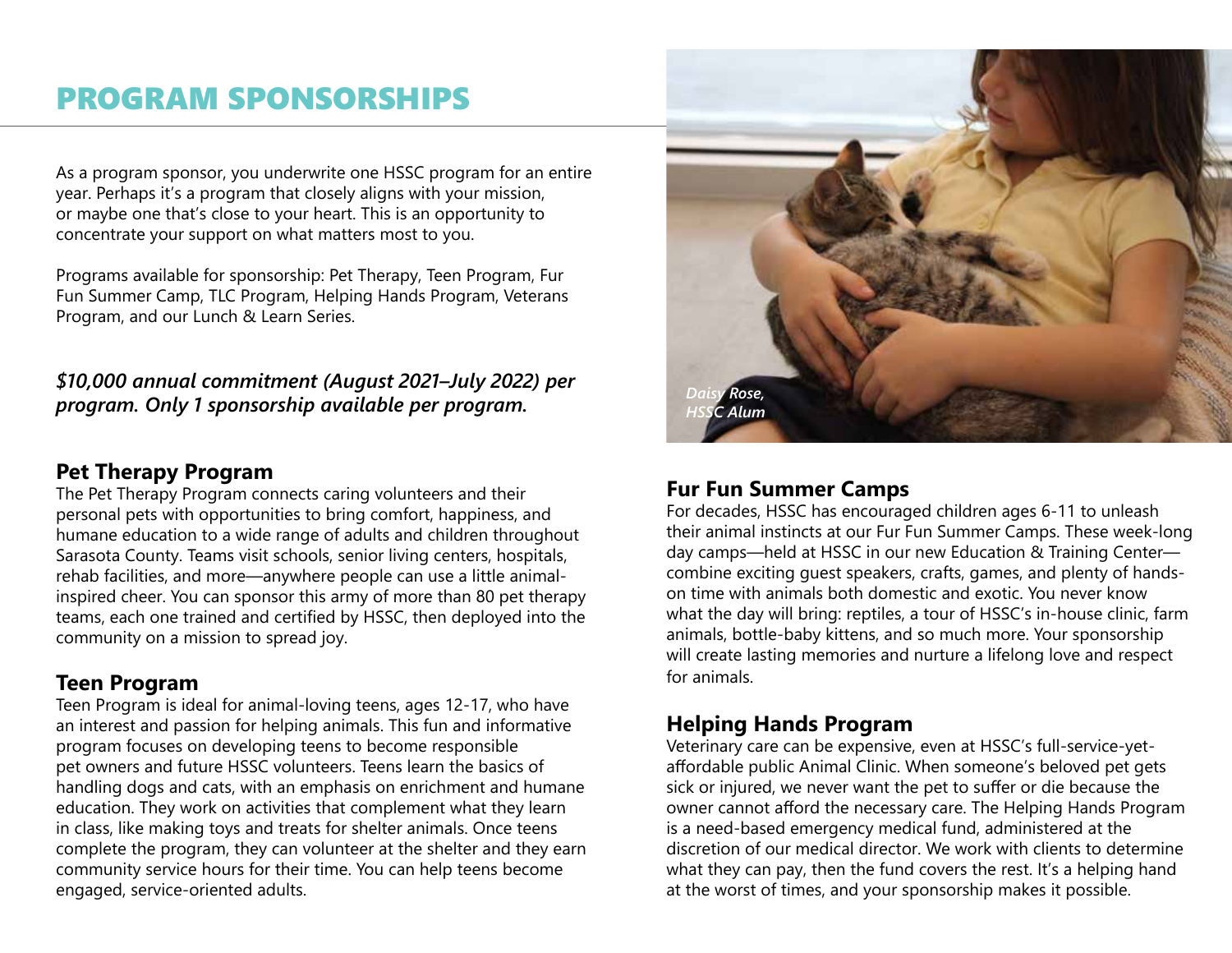# PROGRAM SPONSORSHIPS

As a program sponsor, you underwrite one HSSC program for an entire year. Perhaps it's a program that closely aligns with your mission, or maybe one that's close to your heart. This is an opportunity to concentrate your support on what matters most to you.

Programs available for sponsorship: Pet Therapy, Teen Program, Fur Fun Summer Camp, TLC Program, Helping Hands Program, Veterans Program, and our Lunch & Learn Series.

***$10,000 annual commitment (August 2021–July 2022) per program. Only 1 sponsorship available per program.***

## Pet Therapy Program

The Pet Therapy Program connects caring volunteers and their personal pets with opportunities to bring comfort, happiness, and humane education to a wide range of adults and children throughout Sarasota County. Teams visit schools, senior living centers, hospitals, rehab facilities, and more—anywhere people can use a little animal-inspired cheer. You can sponsor this army of more than 80 pet therapy teams, each one trained and certified by HSSC, then deployed into the community on a mission to spread joy.

## Teen Program

Teen Program is ideal for animal-loving teens, ages 12-17, who have an interest and passion for helping animals. This fun and informative program focuses on developing teens to become responsible pet owners and future HSSC volunteers. Teens learn the basics of handling dogs and cats, with an emphasis on enrichment and humane education. They work on activities that complement what they learn in class, like making toys and treats for shelter animals. Once teens complete the program, they can volunteer at the shelter and they earn community service hours for their time. You can help teens become engaged, service-oriented adults.

*Daisy Rose, HSSC Alum*

## Fur Fun Summer Camps

For decades, HSSC has encouraged children ages 6-11 to unleash their animal instincts at our Fur Fun Summer Camps. These week-long day camps—held at HSSC in our new Education & Training Center—combine exciting guest speakers, crafts, games, and plenty of hands-on time with animals both domestic and exotic. You never know what the day will bring: reptiles, a tour of HSSC's in-house clinic, farm animals, bottle-baby kittens, and so much more. Your sponsorship will create lasting memories and nurture a lifelong love and respect for animals.

## Helping Hands Program

Veterinary care can be expensive, even at HSSC's full-service-yet-affordable public Animal Clinic. When someone's beloved pet gets sick or injured, we never want the pet to suffer or die because the owner cannot afford the necessary care. The Helping Hands Program is a need-based emergency medical fund, administered at the discretion of our medical director. We work with clients to determine what they can pay, then the fund covers the rest. It's a helping hand at the worst of times, and your sponsorship makes it possible.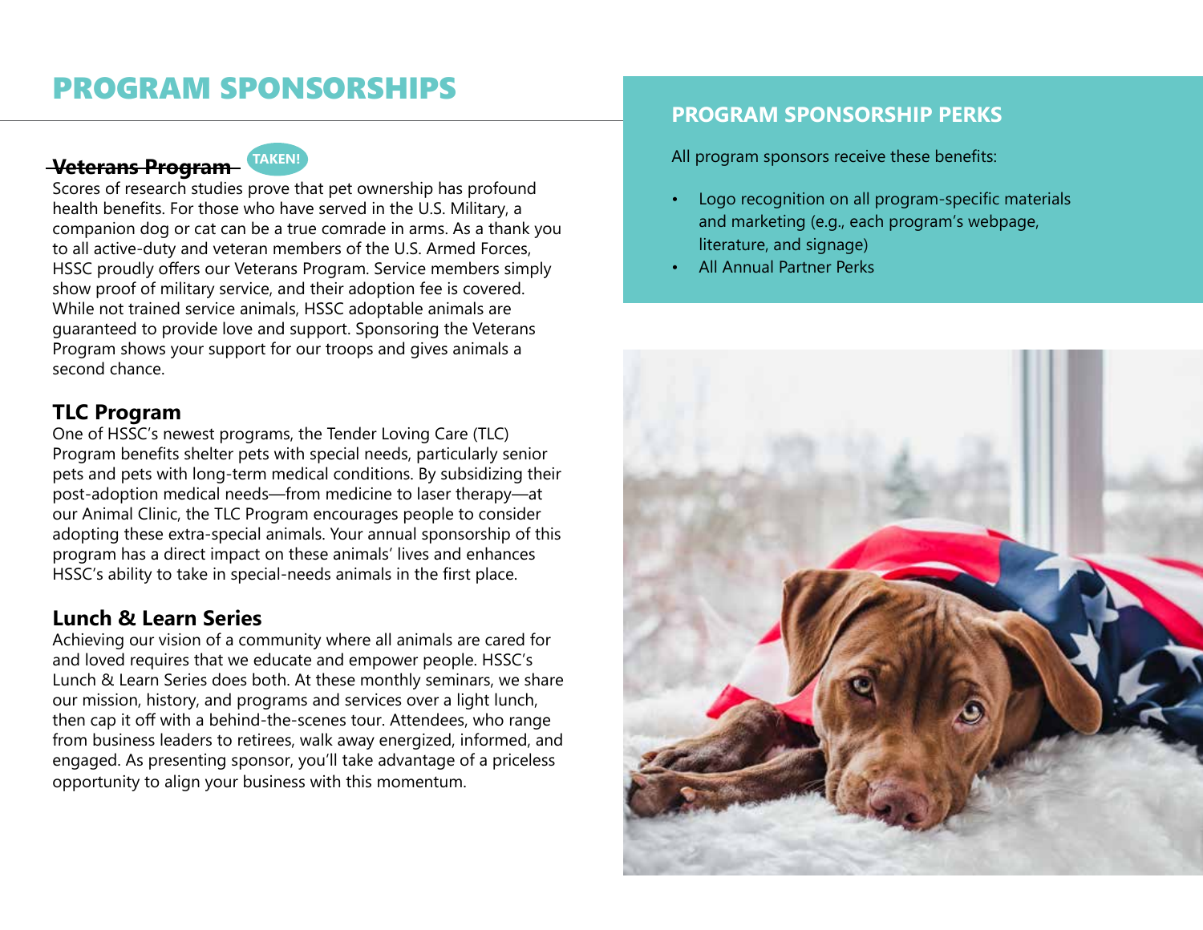# PROGRAM SPONSORSHIPS

### ~~Veterans Program~~ TAKEN!

Scores of research studies prove that pet ownership has profound health benefits. For those who have served in the U.S. Military, a companion dog or cat can be a true comrade in arms. As a thank you to all active-duty and veteran members of the U.S. Armed Forces, HSSC proudly offers our Veterans Program. Service members simply show proof of military service, and their adoption fee is covered. While not trained service animals, HSSC adoptable animals are guaranteed to provide love and support. Sponsoring the Veterans Program shows your support for our troops and gives animals a second chance.

### TLC Program

One of HSSC's newest programs, the Tender Loving Care (TLC) Program benefits shelter pets with special needs, particularly senior pets and pets with long-term medical conditions. By subsidizing their post-adoption medical needs—from medicine to laser therapy—at our Animal Clinic, the TLC Program encourages people to consider adopting these extra-special animals. Your annual sponsorship of this program has a direct impact on these animals' lives and enhances HSSC's ability to take in special-needs animals in the first place.

### Lunch & Learn Series

Achieving our vision of a community where all animals are cared for and loved requires that we educate and empower people. HSSC's Lunch & Learn Series does both. At these monthly seminars, we share our mission, history, and programs and services over a light lunch, then cap it off with a behind-the-scenes tour. Attendees, who range from business leaders to retirees, walk away energized, informed, and engaged. As presenting sponsor, you'll take advantage of a priceless opportunity to align your business with this momentum.

## PROGRAM SPONSORSHIP PERKS

All program sponsors receive these benefits:

- Logo recognition on all program-specific materials and marketing (e.g., each program's webpage, literature, and signage)
- All Annual Partner Perks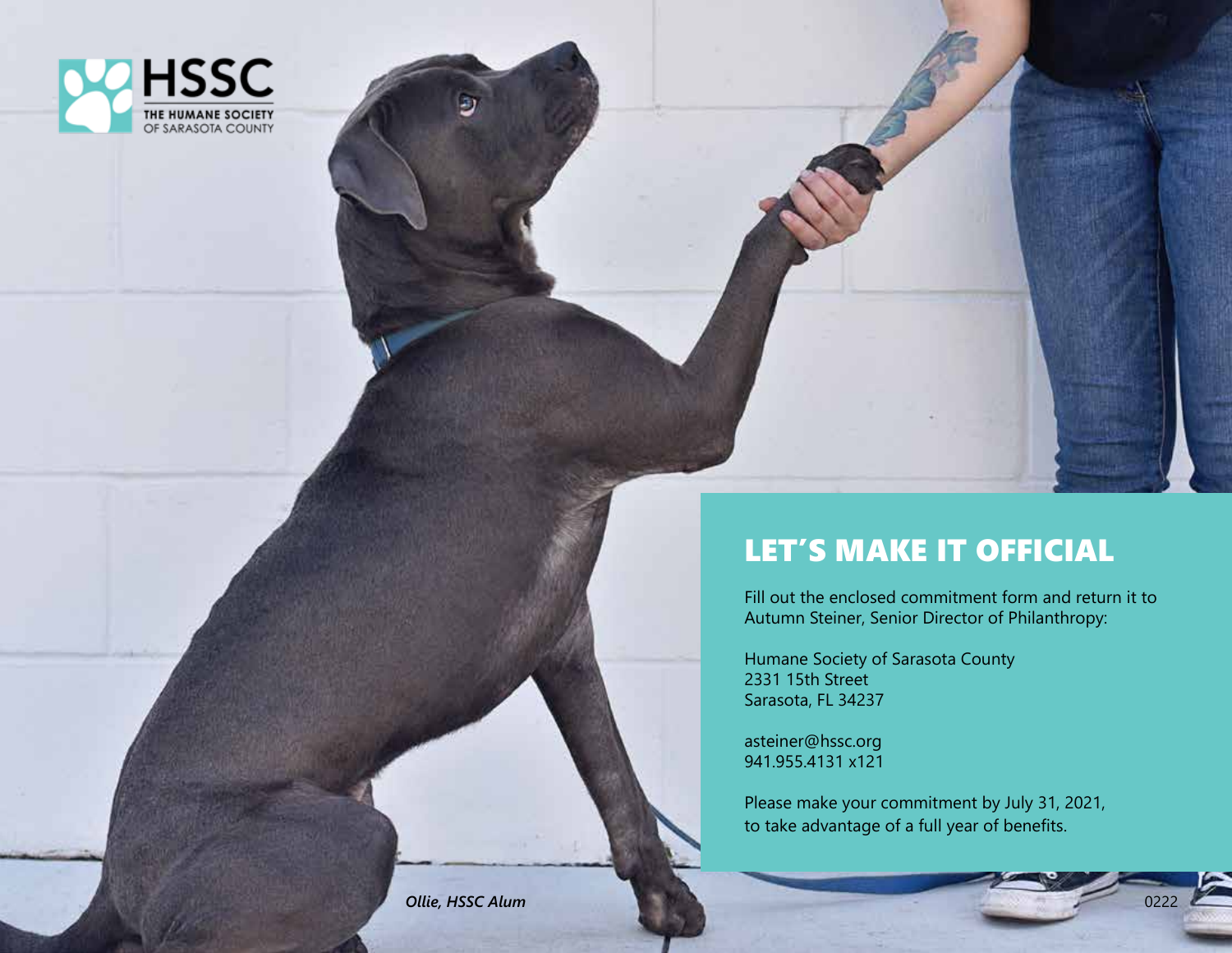HSSC
THE HUMANE SOCIETY
OF SARASOTA COUNTY

## LET'S MAKE IT OFFICIAL

Fill out the enclosed commitment form and return it to Autumn Steiner, Senior Director of Philanthropy:

Humane Society of Sarasota County
2331 15th Street
Sarasota, FL 34237

asteiner@hssc.org
941.955.4131 x121

Please make your commitment by July 31, 2021, to take advantage of a full year of benefits.

***Ollie, HSSC Alum***

0222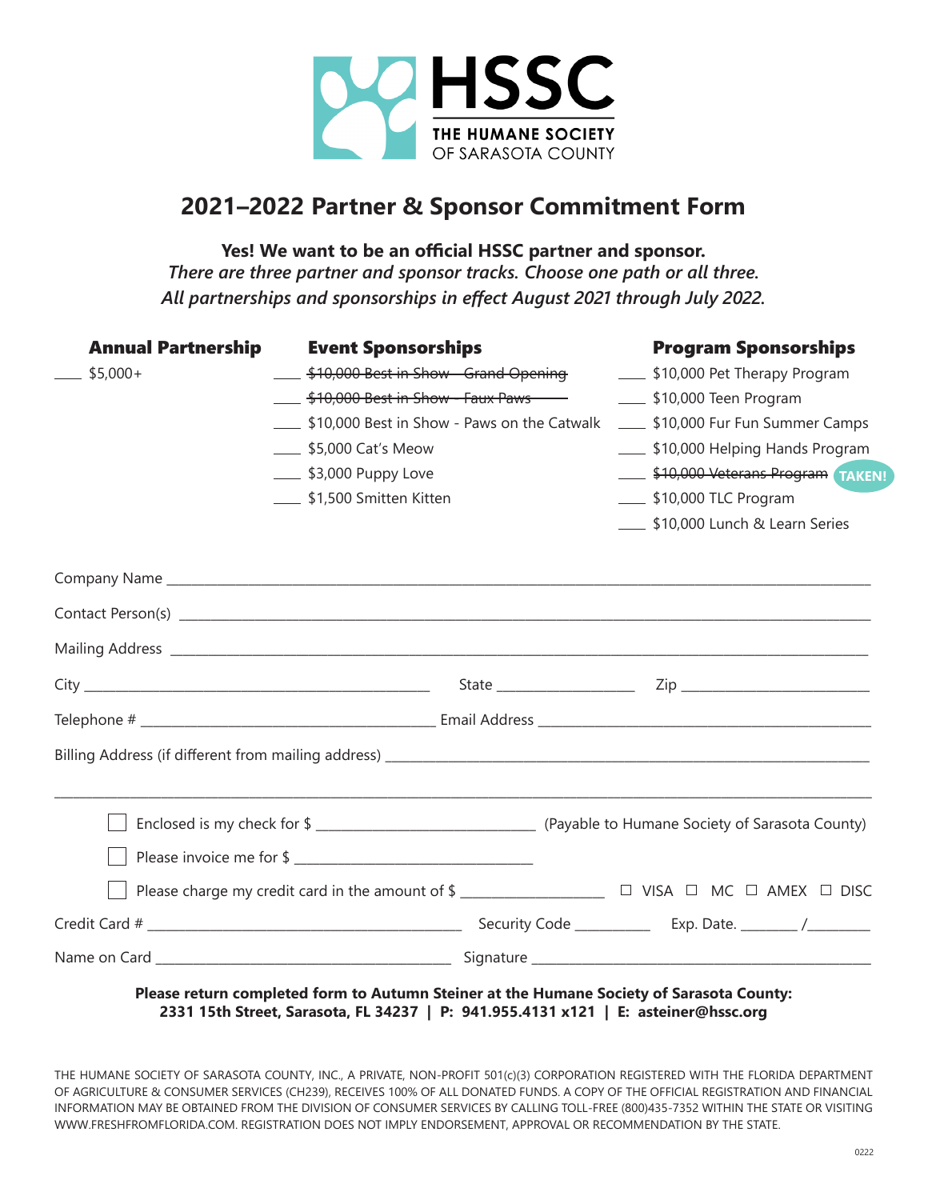HSSC
THE HUMANE SOCIETY
OF SARASOTA COUNTY

# 2021–2022 Partner & Sponsor Commitment Form

**Yes! We want to be an official HSSC partner and sponsor.**
***There are three partner and sponsor tracks. Choose one path or all three.***
***All partnerships and sponsorships in effect August 2021 through July 2022.***

**Annual Partnership**

____ $5,000+

**Event Sponsorships**

____ ~~$10,000 Best in Show - Grand Opening~~
____ ~~$10,000 Best in Show - Faux Paws~~
____ $10,000 Best in Show - Paws on the Catwalk
____ $5,000 Cat's Meow
____ $3,000 Puppy Love
____ $1,500 Smitten Kitten

**Program Sponsorships**

____ $10,000 Pet Therapy Program
____ $10,000 Teen Program
____ $10,000 Fur Fun Summer Camps
____ $10,000 Helping Hands Program
____ ~~$10,000 Veterans Program~~ TAKEN!
____ $10,000 TLC Program
____ $10,000 Lunch & Learn Series

Company Name ____________________________________________

Contact Person(s) ____________________________________________

Mailing Address ____________________________________________

City ______________________ State ______________ Zip ______________

Telephone # ______________________ Email Address ______________________

Billing Address (if different from mailing address) ______________________

____________________________________________

☐ Enclosed is my check for $ ______________ (Payable to Humane Society of Sarasota County)

☐ Please invoice me for $ ______________

☐ Please charge my credit card in the amount of $ ______________ ☐ VISA ☐ MC ☐ AMEX ☐ DISC

Credit Card # ______________________ Security Code __________ Exp. Date. ________ /________

Name on Card ______________________ Signature ______________________

**Please return completed form to Autumn Steiner at the Humane Society of Sarasota County:**
**2331 15th Street, Sarasota, FL 34237 | P: 941.955.4131 x121 | E: asteiner@hssc.org**

THE HUMANE SOCIETY OF SARASOTA COUNTY, INC., A PRIVATE, NON-PROFIT 501(c)(3) CORPORATION REGISTERED WITH THE FLORIDA DEPARTMENT OF AGRICULTURE & CONSUMER SERVICES (CH239), RECEIVES 100% OF ALL DONATED FUNDS. A COPY OF THE OFFICIAL REGISTRATION AND FINANCIAL INFORMATION MAY BE OBTAINED FROM THE DIVISION OF CONSUMER SERVICES BY CALLING TOLL-FREE (800)435-7352 WITHIN THE STATE OR VISITING WWW.FRESHFROMFLORIDA.COM. REGISTRATION DOES NOT IMPLY ENDORSEMENT, APPROVAL OR RECOMMENDATION BY THE STATE.

0222